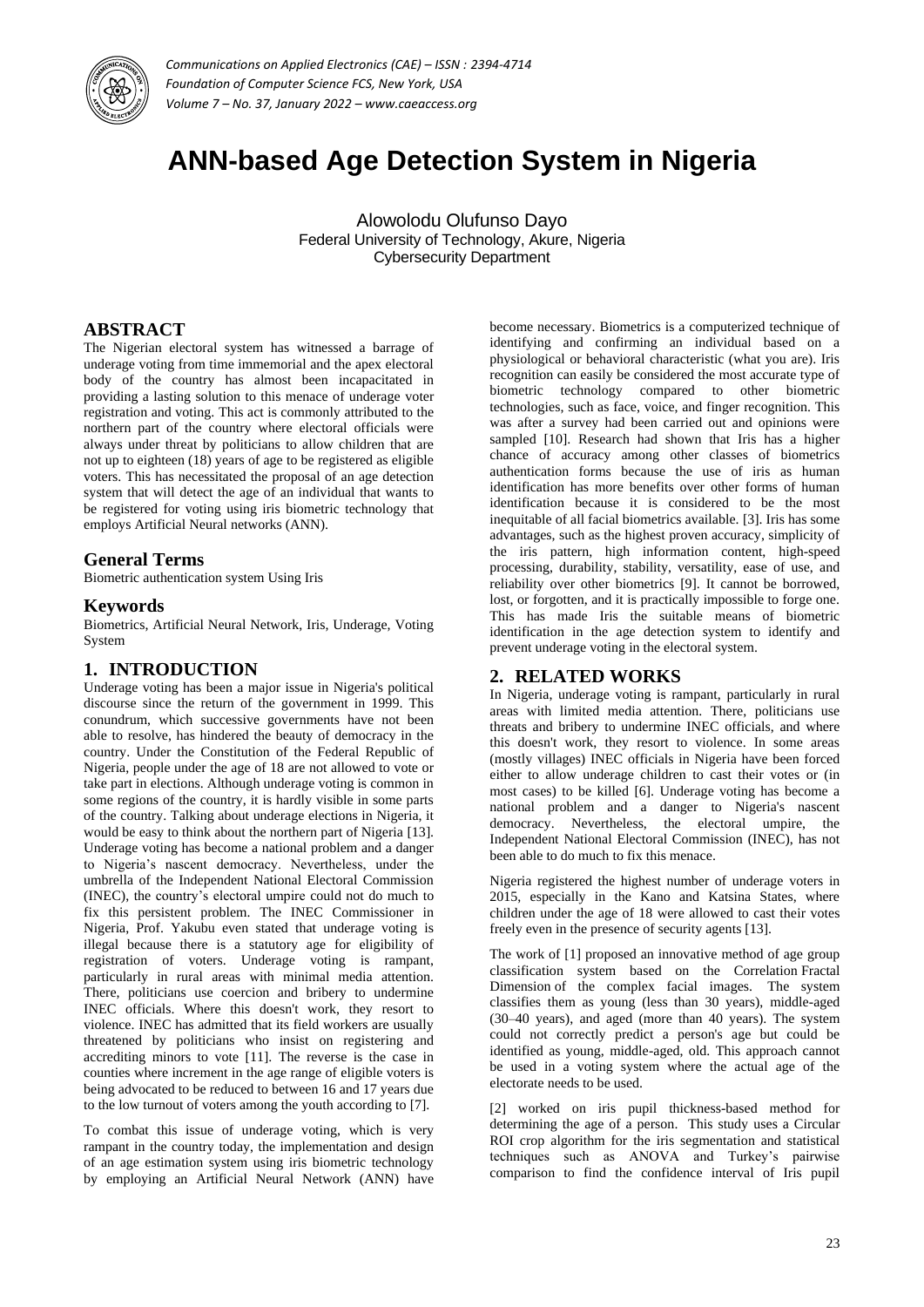# ANN-based Age Detection System in Nigeria

Alowolodu Olufunso Dayo
Federal University of Technology, Akure, Nigeria
Cybersecurity Department

## ABSTRACT

The Nigerian electoral system has witnessed a barrage of underage voting from time immemorial and the apex electoral body of the country has almost been incapacitated in providing a lasting solution to this menace of underage voter registration and voting. This act is commonly attributed to the northern part of the country where electoral officials were always under threat by politicians to allow children that are not up to eighteen (18) years of age to be registered as eligible voters. This has necessitated the proposal of an age detection system that will detect the age of an individual that wants to be registered for voting using iris biometric technology that employs Artificial Neural networks (ANN).

## General Terms

Biometric authentication system Using Iris

## Keywords

Biometrics, Artificial Neural Network, Iris, Underage, Voting System

## 1. INTRODUCTION

Underage voting has been a major issue in Nigeria's political discourse since the return of the government in 1999. This conundrum, which successive governments have not been able to resolve, has hindered the beauty of democracy in the country. Under the Constitution of the Federal Republic of Nigeria, people under the age of 18 are not allowed to vote or take part in elections. Although underage voting is common in some regions of the country, it is hardly visible in some parts of the country. Talking about underage elections in Nigeria, it would be easy to think about the northern part of Nigeria [13]. Underage voting has become a national problem and a danger to Nigeria's nascent democracy. Nevertheless, under the umbrella of the Independent National Electoral Commission (INEC), the country's electoral umpire could not do much to fix this persistent problem. The INEC Commissioner in Nigeria, Prof. Yakubu even stated that underage voting is illegal because there is a statutory age for eligibility of registration of voters. Underage voting is rampant, particularly in rural areas with minimal media attention. There, politicians use coercion and bribery to undermine INEC officials. Where this doesn't work, they resort to violence. INEC has admitted that its field workers are usually threatened by politicians who insist on registering and accrediting minors to vote [11]. The reverse is the case in counties where increment in the age range of eligible voters is being advocated to be reduced to between 16 and 17 years due to the low turnout of voters among the youth according to [7].

To combat this issue of underage voting, which is very rampant in the country today, the implementation and design of an age estimation system using iris biometric technology by employing an Artificial Neural Network (ANN) have become necessary. Biometrics is a computerized technique of identifying and confirming an individual based on a physiological or behavioral characteristic (what you are). Iris recognition can easily be considered the most accurate type of biometric technology compared to other biometric technologies, such as face, voice, and finger recognition. This was after a survey had been carried out and opinions were sampled [10]. Research had shown that Iris has a higher chance of accuracy among other classes of biometrics authentication forms because the use of iris as human identification has more benefits over other forms of human identification because it is considered to be the most inequitable of all facial biometrics available. [3]. Iris has some advantages, such as the highest proven accuracy, simplicity of the iris pattern, high information content, high-speed processing, durability, stability, versatility, ease of use, and reliability over other biometrics [9]. It cannot be borrowed, lost, or forgotten, and it is practically impossible to forge one. This has made Iris the suitable means of biometric identification in the age detection system to identify and prevent underage voting in the electoral system.

## 2. RELATED WORKS

In Nigeria, underage voting is rampant, particularly in rural areas with limited media attention. There, politicians use threats and bribery to undermine INEC officials, and where this doesn't work, they resort to violence. In some areas (mostly villages) INEC officials in Nigeria have been forced either to allow underage children to cast their votes or (in most cases) to be killed [6]. Underage voting has become a national problem and a danger to Nigeria's nascent democracy. Nevertheless, the electoral umpire, the Independent National Electoral Commission (INEC), has not been able to do much to fix this menace.

Nigeria registered the highest number of underage voters in 2015, especially in the Kano and Katsina States, where children under the age of 18 were allowed to cast their votes freely even in the presence of security agents [13].

The work of [1] proposed an innovative method of age group classification system based on the Correlation Fractal Dimension of the complex facial images. The system classifies them as young (less than 30 years), middle-aged (30–40 years), and aged (more than 40 years). The system could not correctly predict a person's age but could be identified as young, middle-aged, old. This approach cannot be used in a voting system where the actual age of the electorate needs to be used.

[2] worked on iris pupil thickness-based method for determining the age of a person. This study uses a Circular ROI crop algorithm for the iris segmentation and statistical techniques such as ANOVA and Turkey's pairwise comparison to find the confidence interval of Iris pupil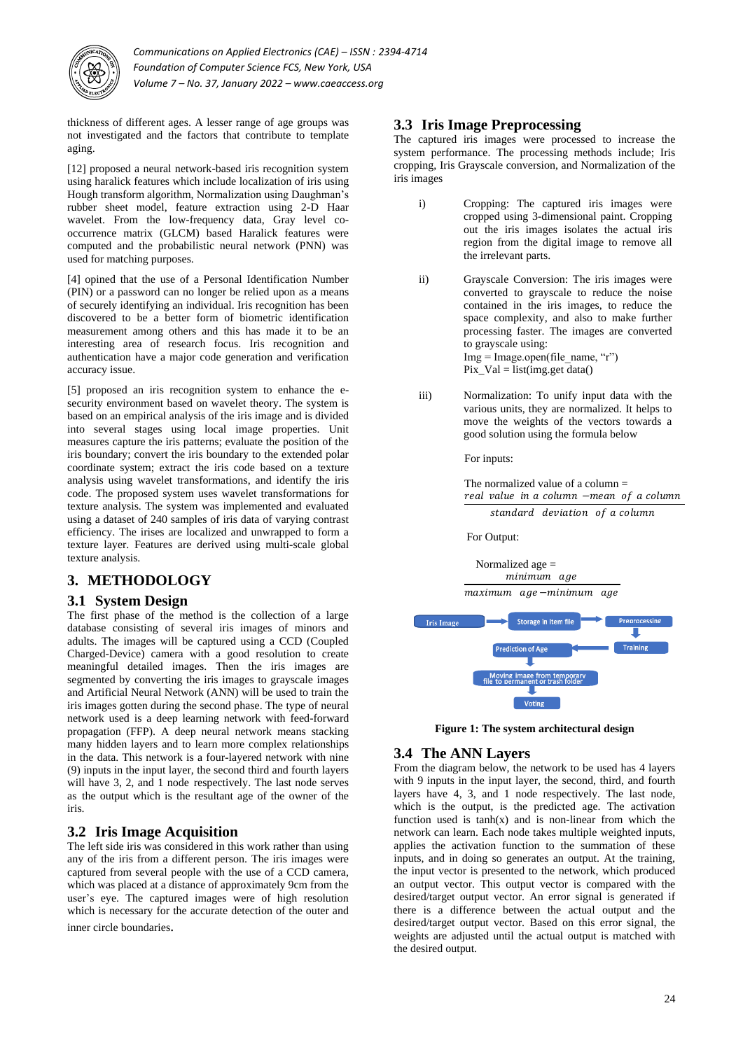thickness of different ages. A lesser range of age groups was not investigated and the factors that contribute to template aging.

[12] proposed a neural network-based iris recognition system using haralick features which include localization of iris using Hough transform algorithm, Normalization using Daughman's rubber sheet model, feature extraction using 2-D Haar wavelet. From the low-frequency data, Gray level co-occurrence matrix (GLCM) based Haralick features were computed and the probabilistic neural network (PNN) was used for matching purposes.

[4] opined that the use of a Personal Identification Number (PIN) or a password can no longer be relied upon as a means of securely identifying an individual. Iris recognition has been discovered to be a better form of biometric identification measurement among others and this has made it to be an interesting area of research focus. Iris recognition and authentication have a major code generation and verification accuracy issue.

[5] proposed an iris recognition system to enhance the e-security environment based on wavelet theory. The system is based on an empirical analysis of the iris image and is divided into several stages using local image properties. Unit measures capture the iris patterns; evaluate the position of the iris boundary; convert the iris boundary to the extended polar coordinate system; extract the iris code based on a texture analysis using wavelet transformations, and identify the iris code. The proposed system uses wavelet transformations for texture analysis. The system was implemented and evaluated using a dataset of 240 samples of iris data of varying contrast efficiency. The irises are localized and unwrapped to form a texture layer. Features are derived using multi-scale global texture analysis.

# 3. METHODOLOGY

## 3.1 System Design

The first phase of the method is the collection of a large database consisting of several iris images of minors and adults. The images will be captured using a CCD (Coupled Charged-Device) camera with a good resolution to create meaningful detailed images. Then the iris images are segmented by converting the iris images to grayscale images and Artificial Neural Network (ANN) will be used to train the iris images gotten during the second phase. The type of neural network used is a deep learning network with feed-forward propagation (FFP). A deep neural network means stacking many hidden layers and to learn more complex relationships in the data. This network is a four-layered network with nine (9) inputs in the input layer, the second third and fourth layers will have 3, 2, and 1 node respectively. The last node serves as the output which is the resultant age of the owner of the iris.

## 3.2 Iris Image Acquisition

The left side iris was considered in this work rather than using any of the iris from a different person. The iris images were captured from several people with the use of a CCD camera, which was placed at a distance of approximately 9cm from the user's eye. The captured images were of high resolution which is necessary for the accurate detection of the outer and inner circle boundaries.

## 3.3 Iris Image Preprocessing

The captured iris images were processed to increase the system performance. The processing methods include; Iris cropping, Iris Grayscale conversion, and Normalization of the iris images

i) Cropping: The captured iris images were cropped using 3-dimensional paint. Cropping out the iris images isolates the actual iris region from the digital image to remove all the irrelevant parts.

ii) Grayscale Conversion: The iris images were converted to grayscale to reduce the noise contained in the iris images, to reduce the space complexity, and also to make further processing faster. The images are converted to grayscale using:

```
Img = Image.open(file_name, "r")
Pix_Val = list(img.get data()
```

iii) Normalization: To unify input data with the various units, they are normalized. It helps to move the weights of the vectors towards a good solution using the formula below

For inputs:

$$\text{The normalized value of a column} = \frac{real\ value\ in\ a\ column - mean\ of\ a\ column}{standard\ deviation\ of\ a\ column}$$

For Output:

$$\text{Normalized age} = \frac{minimum\ \ age}{maximum\ \ age - minimum\ \ age}$$

Iris Image → Storage in Item file → Preprocessing → Training → Prediction of Age → Moving image from temporary file to permanent or trash folder → Voting

**Figure 1: The system architectural design**

## 3.4 The ANN Layers

From the diagram below, the network to be used has 4 layers with 9 inputs in the input layer, the second, third, and fourth layers have 4, 3, and 1 node respectively. The last node, which is the output, is the predicted age. The activation function used is tanh(x) and is non-linear from which the network can learn. Each node takes multiple weighted inputs, applies the activation function to the summation of these inputs, and in doing so generates an output. At the training, the input vector is presented to the network, which produced an output vector. This output vector is compared with the desired/target output vector. An error signal is generated if there is a difference between the actual output and the desired/target output vector. Based on this error signal, the weights are adjusted until the actual output is matched with the desired output.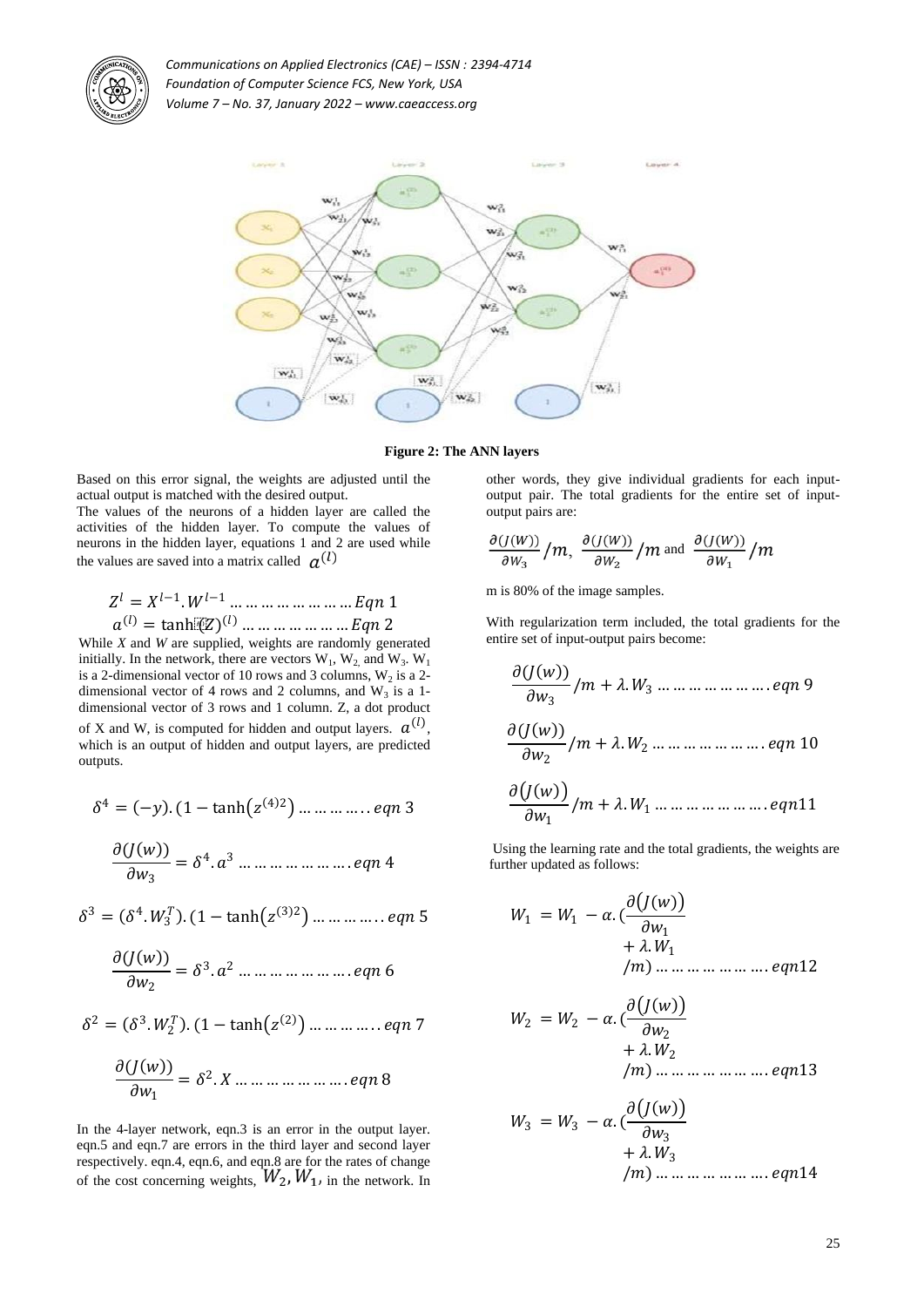**Figure 2: The ANN layers**

Based on this error signal, the weights are adjusted until the actual output is matched with the desired output.

The values of the neurons of a hidden layer are called the activities of the hidden layer. To compute the values of neurons in the hidden layer, equations 1 and 2 are used while the values are saved into a matrix called $a^{(l)}$

$$Z^{l} = X^{l-1}.W^{l-1} \dots\dots\dots\dots\dots\dots\dots Eqn\ 1$$

$$a^{(l)} = \tanh(Z)^{(l)} \dots\dots\dots\dots\dots\dots Eqn\ 2$$

While *X* and *W* are supplied, weights are randomly generated initially. In the network, there are vectors $W_1$, $W_2$, and $W_3$. $W_1$ is a 2-dimensional vector of 10 rows and 3 columns, $W_2$ is a 2-dimensional vector of 4 rows and 2 columns, and $W_3$ is a 1-dimensional vector of 3 rows and 1 column. Z, a dot product of X and W, is computed for hidden and output layers. $a^{(l)}$, which is an output of hidden and output layers, are predicted outputs.

$$\delta^{4} = (-y).(1 - \tanh(z^{(4)2}) \dots\dots\dots\dots.. eqn\ 3$$

$$\frac{\partial(J(w))}{\partial w_3} = \delta^{4}.a^{3} \dots\dots\dots\dots\dots\dots. eqn\ 4$$

$$\delta^{3} = (\delta^{4}.W_3^{T}).(1 - \tanh(z^{(3)2}) \dots\dots\dots\dots.. eqn\ 5$$

$$\frac{\partial(J(w))}{\partial w_2} = \delta^{3}.a^{2} \dots\dots\dots\dots\dots\dots. eqn\ 6$$

$$\delta^{2} = (\delta^{3}.W_2^{T}).(1 - \tanh(z^{(2)}) \dots\dots\dots\dots.. eqn\ 7$$

$$\frac{\partial(J(w))}{\partial w_1} = \delta^{2}.X \dots\dots\dots\dots\dots\dots. eqn\ 8$$

In the 4-layer network, eqn.3 is an error in the output layer. eqn.5 and eqn.7 are errors in the third layer and second layer respectively. eqn.4, eqn.6, and eqn.8 are for the rates of change of the cost concerning weights, $W_2, W_1$, in the network. In other words, they give individual gradients for each input-output pair. The total gradients for the entire set of input-output pairs are:

$$\frac{\partial(J(W))}{\partial W_3}/m,\ \frac{\partial(J(W))}{\partial W_2}/m \text{ and } \frac{\partial(J(W))}{\partial W_1}/m$$

m is 80% of the image samples.

With regularization term included, the total gradients for the entire set of input-output pairs become:

$$\frac{\partial(J(w))}{\partial w_3}/m + \lambda.W_3 \dots\dots\dots\dots\dots\dots. eqn\ 9$$

$$\frac{\partial(J(w))}{\partial w_2}/m + \lambda.W_2 \dots\dots\dots\dots\dots\dots. eqn\ 10$$

$$\frac{\partial(J(w))}{\partial w_1}/m + \lambda.W_1 \dots\dots\dots\dots\dots\dots. eqn11$$

Using the learning rate and the total gradients, the weights are further updated as follows:

$$W_1 = W_1 - \alpha.(\frac{\partial(J(w))}{\partial w_1} + \lambda.W_1 /m) \dots\dots\dots\dots\dots\dots. eqn12$$

$$W_2 = W_2 - \alpha.(\frac{\partial(J(w))}{\partial w_2} + \lambda.W_2 /m) \dots\dots\dots\dots\dots\dots. eqn13$$

$$W_3 = W_3 - \alpha.(\frac{\partial(J(w))}{\partial w_3} + \lambda.W_3 /m) \dots\dots\dots\dots\dots\dots. eqn14$$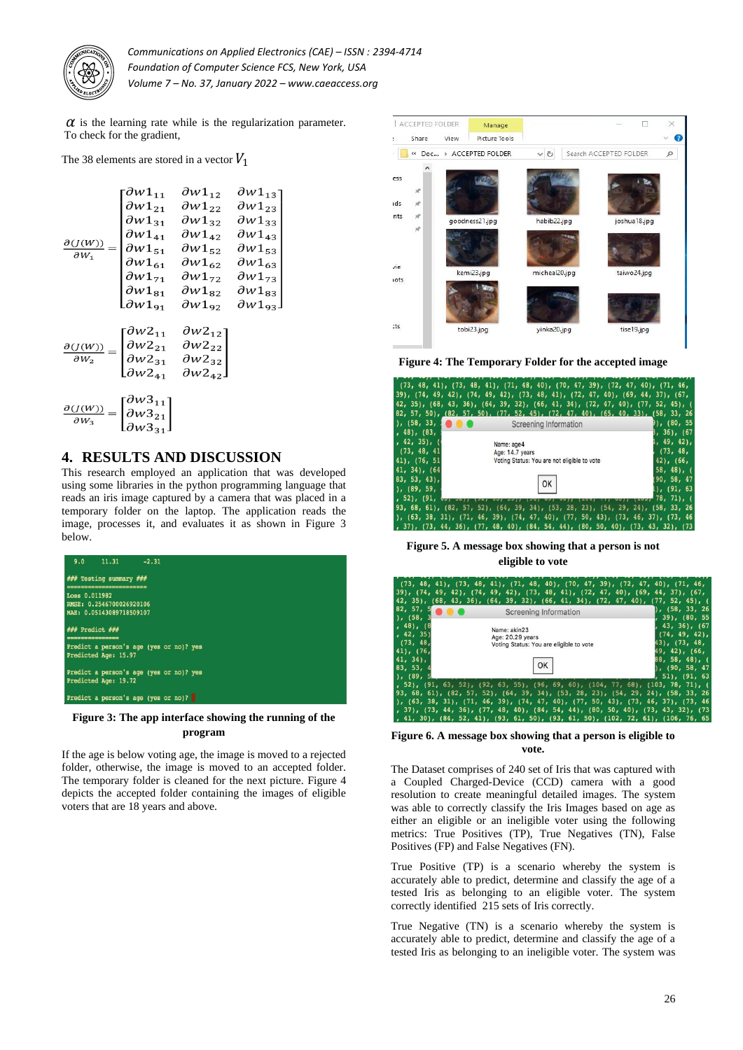$\alpha$ is the learning rate while is the regularization parameter. To check for the gradient,

The 38 elements are stored in a vector $V_1$

$$\frac{\partial(J(W))}{\partial W_1} = \begin{bmatrix} \partial w1_{11} & \partial w1_{12} & \partial w1_{13} \\ \partial w1_{21} & \partial w1_{22} & \partial w1_{23} \\ \partial w1_{31} & \partial w1_{32} & \partial w1_{33} \\ \partial w1_{41} & \partial w1_{42} & \partial w1_{43} \\ \partial w1_{51} & \partial w1_{52} & \partial w1_{53} \\ \partial w1_{61} & \partial w1_{62} & \partial w1_{63} \\ \partial w1_{71} & \partial w1_{72} & \partial w1_{73} \\ \partial w1_{81} & \partial w1_{82} & \partial w1_{83} \\ \partial w1_{91} & \partial w1_{92} & \partial w1_{93} \end{bmatrix}$$

$$\frac{\partial(J(W))}{\partial W_2} = \begin{bmatrix} \partial w2_{11} & \partial w2_{12} \\ \partial w2_{21} & \partial w2_{22} \\ \partial w2_{31} & \partial w2_{32} \\ \partial w2_{41} & \partial w2_{42} \end{bmatrix}$$

$$\frac{\partial(J(W))}{\partial W_3} = \begin{bmatrix} \partial w3_{11} \\ \partial w3_{21} \\ \partial w3_{31} \end{bmatrix}$$

## 4. RESULTS AND DISCUSSION

This research employed an application that was developed using some libraries in the python programming language that reads an iris image captured by a camera that was placed in a temporary folder on the laptop. The application reads the image, processes it, and evaluates it as shown in Figure 3 below.

```
9.0      11.31      -2.31

### Testing summary ###
=========================
Loss 0.011982
RMSE: 0.2546700026920106
MAE: 0.051430897185O9107

### Predict ###
===============
Predict a person's age (yes or no)? yes
Predicted Age: 15.97

Predict a person's age (yes or no)? yes
Predicted Age: 19.72

Predict a person's age (yes or no)?
```

**Figure 3: The app interface showing the running of the program**

If the age is below voting age, the image is moved to a rejected folder, otherwise, the image is moved to an accepted folder. The temporary folder is cleaned for the next picture. Figure 4 depicts the accepted folder containing the images of eligible voters that are 18 years and above.

**Figure 4: The Temporary Folder for the accepted image**

**Figure 5. A message box showing that a person is not eligible to vote**

**Figure 6. A message box showing that a person is eligible to vote.**

The Dataset comprises of 240 set of Iris that was captured with a Coupled Charged-Device (CCD) camera with a good resolution to create meaningful detailed images. The system was able to correctly classify the Iris Images based on age as either an eligible or an ineligible voter using the following metrics: True Positives (TP), True Negatives (TN), False Positives (FP) and False Negatives (FN).

True Positive (TP) is a scenario whereby the system is accurately able to predict, determine and classify the age of a tested Iris as belonging to an eligible voter. The system correctly identified 215 sets of Iris correctly.

True Negative (TN) is a scenario whereby the system is accurately able to predict, determine and classify the age of a tested Iris as belonging to an ineligible voter. The system was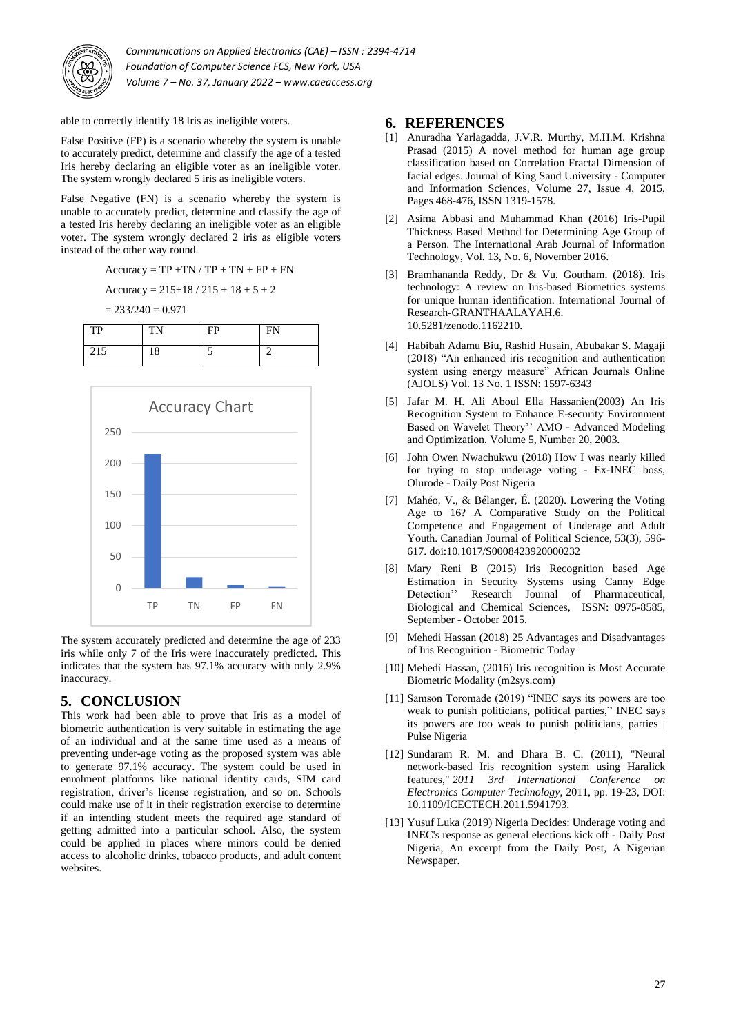able to correctly identify 18 Iris as ineligible voters.

False Positive (FP) is a scenario whereby the system is unable to accurately predict, determine and classify the age of a tested Iris hereby declaring an eligible voter as an ineligible voter. The system wrongly declared 5 iris as ineligible voters.

False Negative (FN) is a scenario whereby the system is unable to accurately predict, determine and classify the age of a tested Iris hereby declaring an ineligible voter as an eligible voter. The system wrongly declared 2 iris as eligible voters instead of the other way round.

Accuracy = TP +TN / TP + TN + FP + FN

Accuracy = 215+18 / 215 + 18 + 5 + 2

= 233/240 = 0.971

| TP | TN | FP | FN |
|---|---|---|---|
| 215 | 18 | 5 | 2 |

Accuracy Chart

250
200
150
100
50
0

TP TN FP FN

The system accurately predicted and determine the age of 233 iris while only 7 of the Iris were inaccurately predicted. This indicates that the system has 97.1% accuracy with only 2.9% inaccuracy.

## 5. CONCLUSION

This work had been able to prove that Iris as a model of biometric authentication is very suitable in estimating the age of an individual and at the same time used as a means of preventing under-age voting as the proposed system was able to generate 97.1% accuracy. The system could be used in enrolment platforms like national identity cards, SIM card registration, driver's license registration, and so on. Schools could make use of it in their registration exercise to determine if an intending student meets the required age standard of getting admitted into a particular school. Also, the system could be applied in places where minors could be denied access to alcoholic drinks, tobacco products, and adult content websites.

## 6. REFERENCES

[1] Anuradha Yarlagadda, J.V.R. Murthy, M.H.M. Krishna Prasad (2015) A novel method for human age group classification based on Correlation Fractal Dimension of facial edges. Journal of King Saud University - Computer and Information Sciences, Volume 27, Issue 4, 2015, Pages 468-476, ISSN 1319-1578.

[2] Asima Abbasi and Muhammad Khan (2016) Iris-Pupil Thickness Based Method for Determining Age Group of a Person. The International Arab Journal of Information Technology, Vol. 13, No. 6, November 2016.

[3] Bramhananda Reddy, Dr & Vu, Goutham. (2018). Iris technology: A review on Iris-based Biometrics systems for unique human identification. International Journal of Research-GRANTHAALAYAH.6. 10.5281/zenodo.1162210.

[4] Habibah Adamu Biu, Rashid Husain, Abubakar S. Magaji (2018) "An enhanced iris recognition and authentication system using energy measure" African Journals Online (AJOLS) Vol. 13 No. 1 ISSN: 1597-6343

[5] Jafar M. H. Ali Aboul Ella Hassanien(2003) An Iris Recognition System to Enhance E-security Environment Based on Wavelet Theory'' AMO - Advanced Modeling and Optimization, Volume 5, Number 20, 2003.

[6] John Owen Nwachukwu (2018) How I was nearly killed for trying to stop underage voting - Ex-INEC boss, Olurode - Daily Post Nigeria

[7] Mahéo, V., & Bélanger, É. (2020). Lowering the Voting Age to 16? A Comparative Study on the Political Competence and Engagement of Underage and Adult Youth. Canadian Journal of Political Science, 53(3), 596-617. doi:10.1017/S0008423920000232

[8] Mary Reni B (2015) Iris Recognition based Age Estimation in Security Systems using Canny Edge Detection'' Research Journal of Pharmaceutical, Biological and Chemical Sciences, ISSN: 0975-8585, September - October 2015.

[9] Mehedi Hassan (2018) 25 Advantages and Disadvantages of Iris Recognition - Biometric Today

[10] Mehedi Hassan, (2016) Iris recognition is Most Accurate Biometric Modality (m2sys.com)

[11] Samson Toromade (2019) "INEC says its powers are too weak to punish politicians, political parties," INEC says its powers are too weak to punish politicians, parties | Pulse Nigeria

[12] Sundaram R. M. and Dhara B. C. (2011), "Neural network-based Iris recognition system using Haralick features," *2011 3rd International Conference on Electronics Computer Technology*, 2011, pp. 19-23, DOI: 10.1109/ICECTECH.2011.5941793.

[13] Yusuf Luka (2019) Nigeria Decides: Underage voting and INEC's response as general elections kick off - Daily Post Nigeria, An excerpt from the Daily Post, A Nigerian Newspaper.